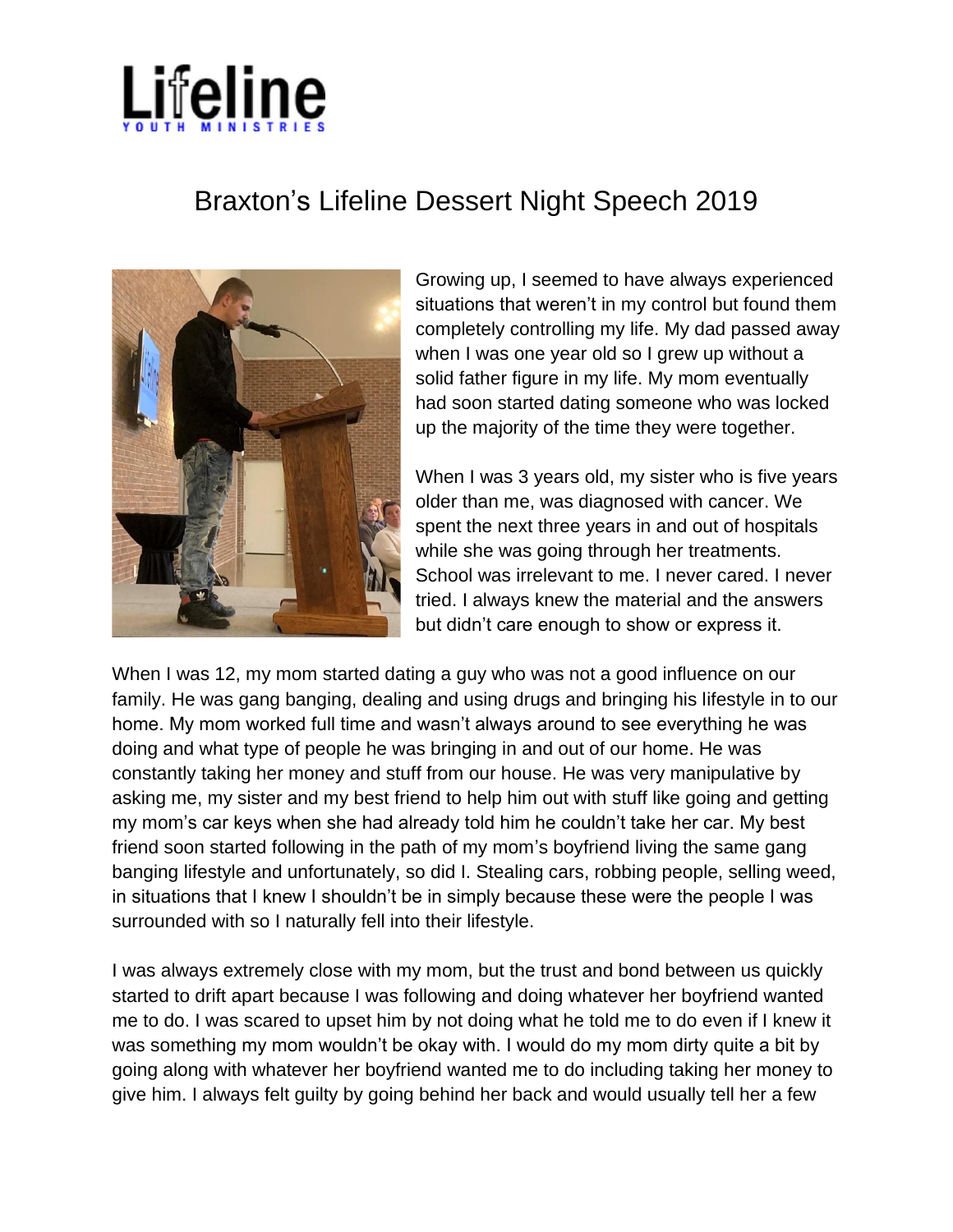Lifeline

YOUTH MINISTRIES

# Braxton's Lifeline Dessert Night Speech 2019

Growing up, I seemed to have always experienced situations that weren't in my control but found them completely controlling my life. My dad passed away when I was one year old so I grew up without a solid father figure in my life. My mom eventually had soon started dating someone who was locked up the majority of the time they were together.

When I was 3 years old, my sister who is five years older than me, was diagnosed with cancer. We spent the next three years in and out of hospitals while she was going through her treatments. School was irrelevant to me. I never cared. I never tried. I always knew the material and the answers but didn't care enough to show or express it.

When I was 12, my mom started dating a guy who was not a good influence on our family. He was gang banging, dealing and using drugs and bringing his lifestyle in to our home. My mom worked full time and wasn't always around to see everything he was doing and what type of people he was bringing in and out of our home. He was constantly taking her money and stuff from our house. He was very manipulative by asking me, my sister and my best friend to help him out with stuff like going and getting my mom's car keys when she had already told him he couldn't take her car. My best friend soon started following in the path of my mom's boyfriend living the same gang banging lifestyle and unfortunately, so did I. Stealing cars, robbing people, selling weed, in situations that I knew I shouldn't be in simply because these were the people I was surrounded with so I naturally fell into their lifestyle.

I was always extremely close with my mom, but the trust and bond between us quickly started to drift apart because I was following and doing whatever her boyfriend wanted me to do. I was scared to upset him by not doing what he told me to do even if I knew it was something my mom wouldn't be okay with. I would do my mom dirty quite a bit by going along with whatever her boyfriend wanted me to do including taking her money to give him. I always felt guilty by going behind her back and would usually tell her a few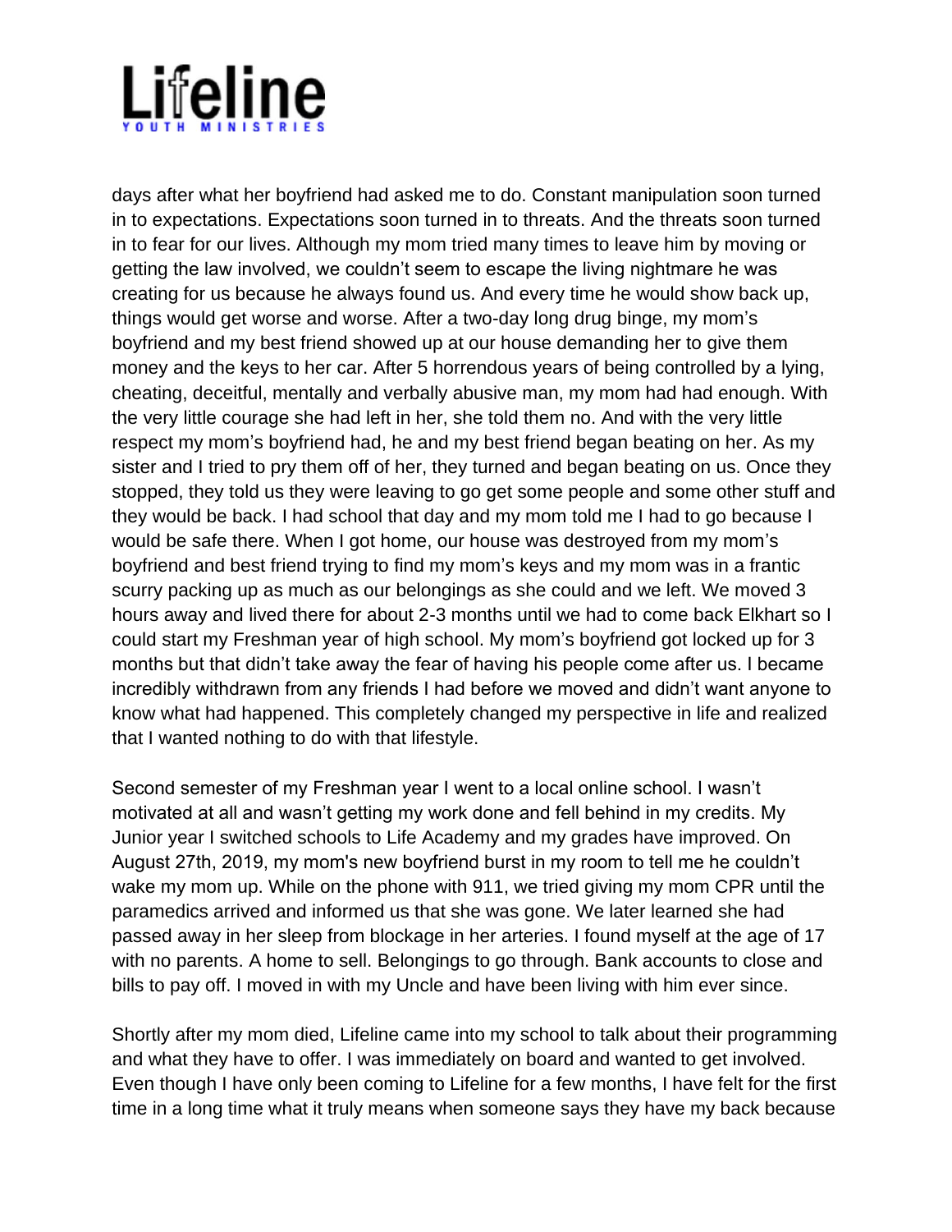days after what her boyfriend had asked me to do. Constant manipulation soon turned in to expectations. Expectations soon turned in to threats. And the threats soon turned in to fear for our lives. Although my mom tried many times to leave him by moving or getting the law involved, we couldn't seem to escape the living nightmare he was creating for us because he always found us. And every time he would show back up, things would get worse and worse. After a two-day long drug binge, my mom's boyfriend and my best friend showed up at our house demanding her to give them money and the keys to her car. After 5 horrendous years of being controlled by a lying, cheating, deceitful, mentally and verbally abusive man, my mom had had enough. With the very little courage she had left in her, she told them no. And with the very little respect my mom's boyfriend had, he and my best friend began beating on her. As my sister and I tried to pry them off of her, they turned and began beating on us. Once they stopped, they told us they were leaving to go get some people and some other stuff and they would be back. I had school that day and my mom told me I had to go because I would be safe there. When I got home, our house was destroyed from my mom's boyfriend and best friend trying to find my mom's keys and my mom was in a frantic scurry packing up as much as our belongings as she could and we left. We moved 3 hours away and lived there for about 2-3 months until we had to come back Elkhart so I could start my Freshman year of high school. My mom's boyfriend got locked up for 3 months but that didn't take away the fear of having his people come after us. I became incredibly withdrawn from any friends I had before we moved and didn't want anyone to know what had happened. This completely changed my perspective in life and realized that I wanted nothing to do with that lifestyle.

Second semester of my Freshman year I went to a local online school. I wasn't motivated at all and wasn't getting my work done and fell behind in my credits. My Junior year I switched schools to Life Academy and my grades have improved. On August 27th, 2019, my mom's new boyfriend burst in my room to tell me he couldn't wake my mom up. While on the phone with 911, we tried giving my mom CPR until the paramedics arrived and informed us that she was gone. We later learned she had passed away in her sleep from blockage in her arteries. I found myself at the age of 17 with no parents. A home to sell. Belongings to go through. Bank accounts to close and bills to pay off. I moved in with my Uncle and have been living with him ever since.

Shortly after my mom died, Lifeline came into my school to talk about their programming and what they have to offer. I was immediately on board and wanted to get involved. Even though I have only been coming to Lifeline for a few months, I have felt for the first time in a long time what it truly means when someone says they have my back because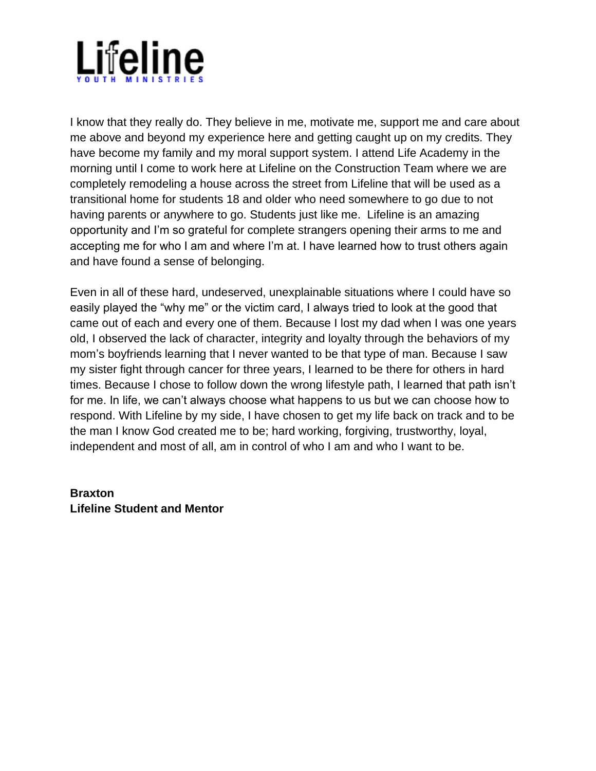I know that they really do. They believe in me, motivate me, support me and care about me above and beyond my experience here and getting caught up on my credits. They have become my family and my moral support system. I attend Life Academy in the morning until I come to work here at Lifeline on the Construction Team where we are completely remodeling a house across the street from Lifeline that will be used as a transitional home for students 18 and older who need somewhere to go due to not having parents or anywhere to go. Students just like me.  Lifeline is an amazing opportunity and I'm so grateful for complete strangers opening their arms to me and accepting me for who I am and where I'm at. I have learned how to trust others again and have found a sense of belonging.

Even in all of these hard, undeserved, unexplainable situations where I could have so easily played the "why me" or the victim card, I always tried to look at the good that came out of each and every one of them. Because I lost my dad when I was one years old, I observed the lack of character, integrity and loyalty through the behaviors of my mom's boyfriends learning that I never wanted to be that type of man. Because I saw my sister fight through cancer for three years, I learned to be there for others in hard times. Because I chose to follow down the wrong lifestyle path, I learned that path isn't for me. In life, we can't always choose what happens to us but we can choose how to respond. With Lifeline by my side, I have chosen to get my life back on track and to be the man I know God created me to be; hard working, forgiving, trustworthy, loyal, independent and most of all, am in control of who I am and who I want to be.

**Braxton**
**Lifeline Student and Mentor**